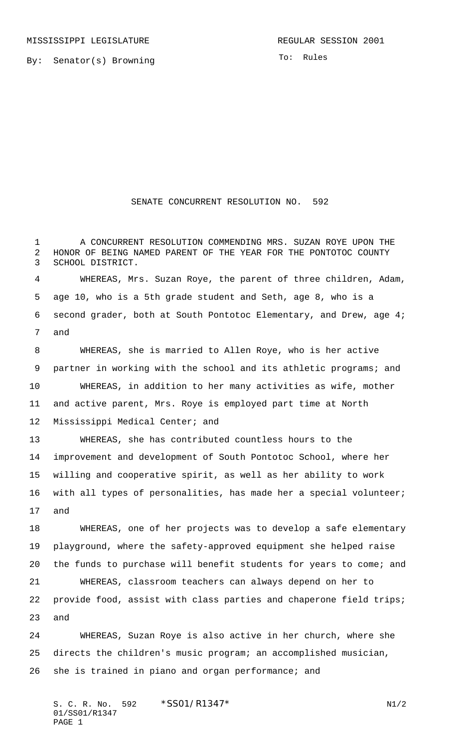MISSISSIPPI LEGISLATURE REGULAR SESSION 2001

By: Senator(s) Browning

To: Rules

# SENATE CONCURRENT RESOLUTION NO. 592

A CONCURRENT RESOLUTION COMMENDING MRS. SUZAN ROYE UPON THE HONOR OF BEING NAMED PARENT OF THE YEAR FOR THE PONTOTOC COUNTY SCHOOL DISTRICT.

WHEREAS, Mrs. Suzan Roye, the parent of three children, Adam, age 10, who is a 5th grade student and Seth, age 8, who is a second grader, both at South Pontotoc Elementary, and Drew, age 4; and

WHEREAS, she is married to Allen Roye, who is her active partner in working with the school and its athletic programs; and

WHEREAS, in addition to her many activities as wife, mother and active parent, Mrs. Roye is employed part time at North Mississippi Medical Center; and

WHEREAS, she has contributed countless hours to the improvement and development of South Pontotoc School, where her willing and cooperative spirit, as well as her ability to work with all types of personalities, has made her a special volunteer; and

WHEREAS, one of her projects was to develop a safe elementary playground, where the safety-approved equipment she helped raise the funds to purchase will benefit students for years to come; and

WHEREAS, classroom teachers can always depend on her to provide food, assist with class parties and chaperone field trips; and

WHEREAS, Suzan Roye is also active in her church, where she directs the children's music program; an accomplished musician, she is trained in piano and organ performance; and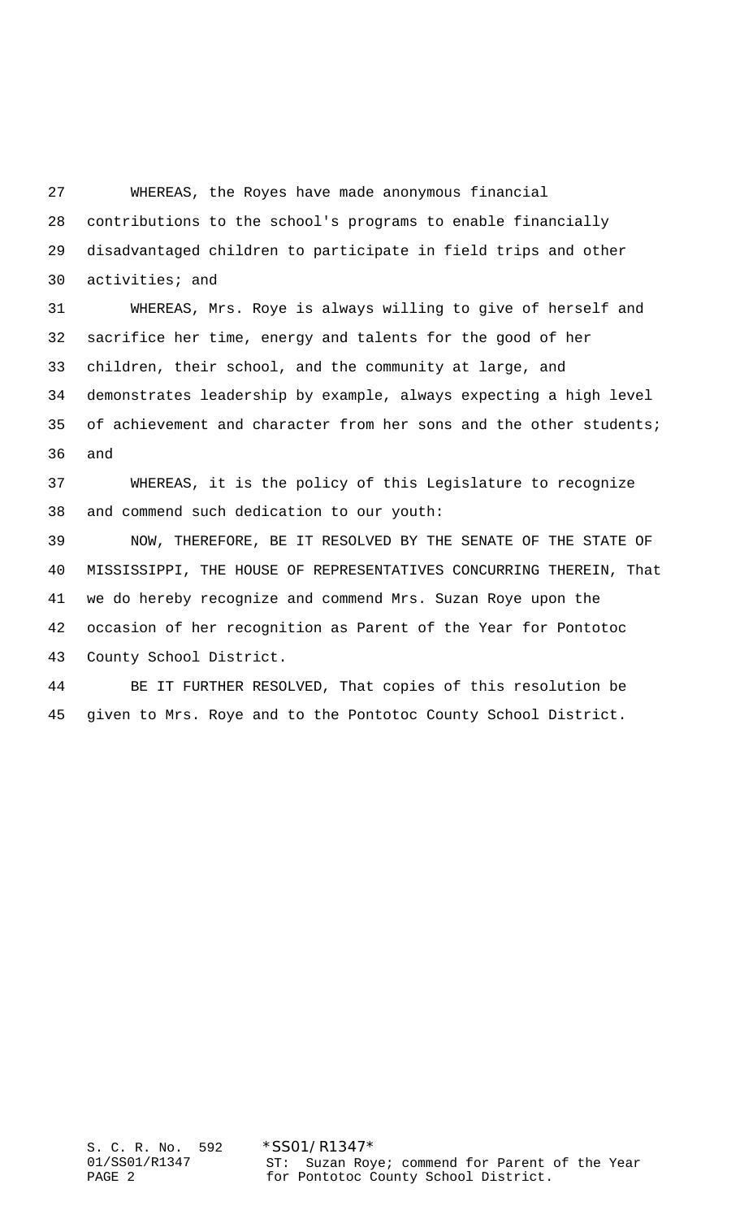WHEREAS, the Royes have made anonymous financial contributions to the school's programs to enable financially disadvantaged children to participate in field trips and other activities; and

WHEREAS, Mrs. Roye is always willing to give of herself and sacrifice her time, energy and talents for the good of her children, their school, and the community at large, and demonstrates leadership by example, always expecting a high level of achievement and character from her sons and the other students; and

WHEREAS, it is the policy of this Legislature to recognize and commend such dedication to our youth:

NOW, THEREFORE, BE IT RESOLVED BY THE SENATE OF THE STATE OF MISSISSIPPI, THE HOUSE OF REPRESENTATIVES CONCURRING THEREIN, That we do hereby recognize and commend Mrs. Suzan Roye upon the occasion of her recognition as Parent of the Year for Pontotoc County School District.

BE IT FURTHER RESOLVED, That copies of this resolution be given to Mrs. Roye and to the Pontotoc County School District.